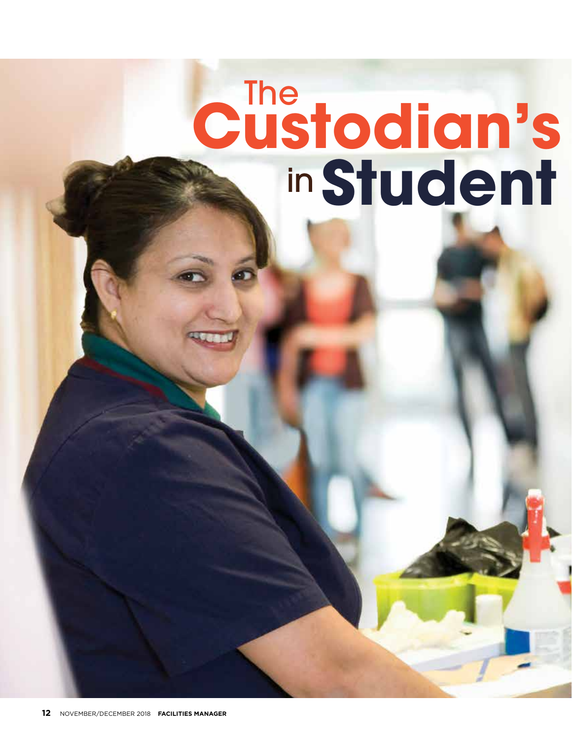# The Custodian's in Student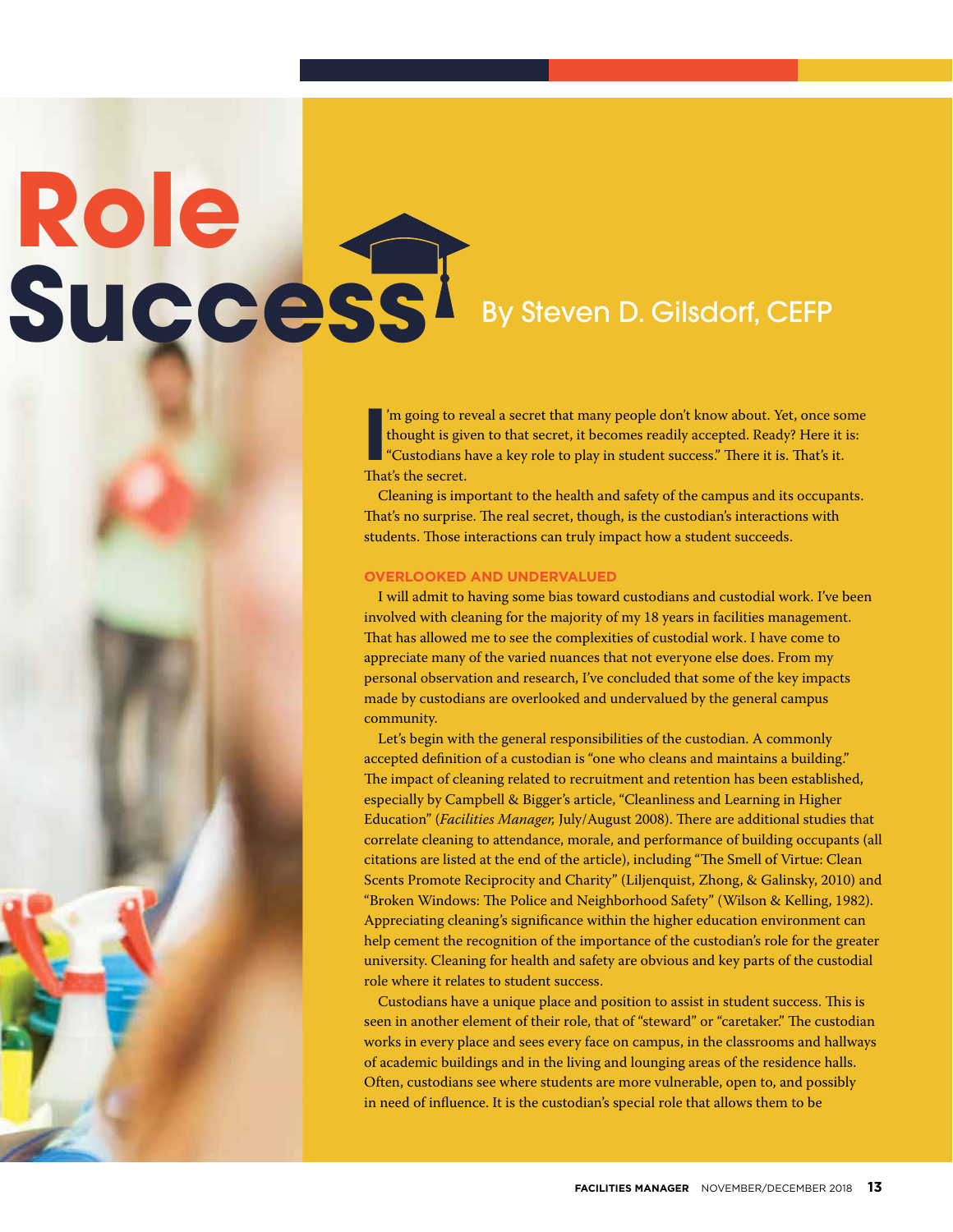# Role Success

By Steven D. Gilsdorf, CEFP

I'm going to reveal a secret that many people don't know about. Yet, once some thought is given to that secret, it becomes readily accepted. Ready? Here it is: "Custodians have a key role to play in student success." There it is. That's it. That's the secret.

Cleaning is important to the health and safety of the campus and its occupants. That's no surprise. The real secret, though, is the custodian's interactions with students. Those interactions can truly impact how a student succeeds.

## OVERLOOKED AND UNDERVALUED

I will admit to having some bias toward custodians and custodial work. I've been involved with cleaning for the majority of my 18 years in facilities management. That has allowed me to see the complexities of custodial work. I have come to appreciate many of the varied nuances that not everyone else does. From my personal observation and research, I've concluded that some of the key impacts made by custodians are overlooked and undervalued by the general campus community.

Let's begin with the general responsibilities of the custodian. A commonly accepted definition of a custodian is "one who cleans and maintains a building." The impact of cleaning related to recruitment and retention has been established, especially by Campbell & Bigger's article, "Cleanliness and Learning in Higher Education" (*Facilities Manager,* July/August 2008). There are additional studies that correlate cleaning to attendance, morale, and performance of building occupants (all citations are listed at the end of the article), including "The Smell of Virtue: Clean Scents Promote Reciprocity and Charity" (Liljenquist, Zhong, & Galinsky, 2010) and "Broken Windows: The Police and Neighborhood Safety" (Wilson & Kelling, 1982). Appreciating cleaning's significance within the higher education environment can help cement the recognition of the importance of the custodian's role for the greater university. Cleaning for health and safety are obvious and key parts of the custodial role where it relates to student success.

Custodians have a unique place and position to assist in student success. This is seen in another element of their role, that of "steward" or "caretaker." The custodian works in every place and sees every face on campus, in the classrooms and hallways of academic buildings and in the living and lounging areas of the residence halls. Often, custodians see where students are more vulnerable, open to, and possibly in need of influence. It is the custodian's special role that allows them to be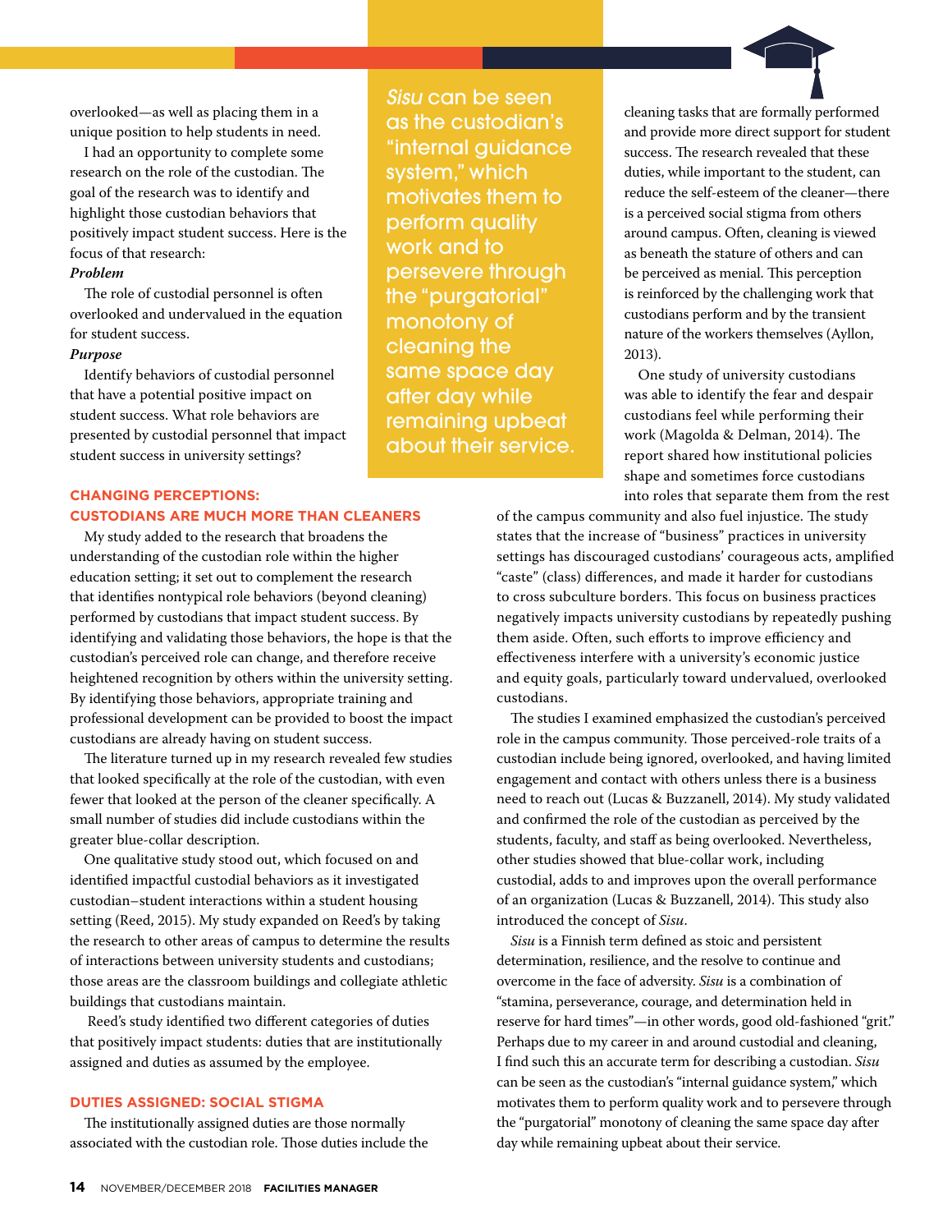overlooked—as well as placing them in a unique position to help students in need.

I had an opportunity to complete some research on the role of the custodian. The goal of the research was to identify and highlight those custodian behaviors that positively impact student success. Here is the focus of that research:

***Problem***

The role of custodial personnel is often overlooked and undervalued in the equation for student success.

***Purpose***

Identify behaviors of custodial personnel that have a potential positive impact on student success. What role behaviors are presented by custodial personnel that impact student success in university settings?

> *Sisu* can be seen as the custodian's "internal guidance system," which motivates them to perform quality work and to persevere through the "purgatorial" monotony of cleaning the same space day after day while remaining upbeat about their service.

## CHANGING PERCEPTIONS: CUSTODIANS ARE MUCH MORE THAN CLEANERS

My study added to the research that broadens the understanding of the custodian role within the higher education setting; it set out to complement the research that identifies nontypical role behaviors (beyond cleaning) performed by custodians that impact student success. By identifying and validating those behaviors, the hope is that the custodian's perceived role can change, and therefore receive heightened recognition by others within the university setting. By identifying those behaviors, appropriate training and professional development can be provided to boost the impact custodians are already having on student success.

The literature turned up in my research revealed few studies that looked specifically at the role of the custodian, with even fewer that looked at the person of the cleaner specifically. A small number of studies did include custodians within the greater blue-collar description.

One qualitative study stood out, which focused on and identified impactful custodial behaviors as it investigated custodian–student interactions within a student housing setting (Reed, 2015). My study expanded on Reed's by taking the research to other areas of campus to determine the results of interactions between university students and custodians; those areas are the classroom buildings and collegiate athletic buildings that custodians maintain.

Reed's study identified two different categories of duties that positively impact students: duties that are institutionally assigned and duties as assumed by the employee.

## DUTIES ASSIGNED: SOCIAL STIGMA

The institutionally assigned duties are those normally associated with the custodian role. Those duties include the cleaning tasks that are formally performed and provide more direct support for student success. The research revealed that these duties, while important to the student, can reduce the self-esteem of the cleaner—there is a perceived social stigma from others around campus. Often, cleaning is viewed as beneath the stature of others and can be perceived as menial. This perception is reinforced by the challenging work that custodians perform and by the transient nature of the workers themselves (Ayllon, 2013).

One study of university custodians was able to identify the fear and despair custodians feel while performing their work (Magolda & Delman, 2014). The report shared how institutional policies shape and sometimes force custodians into roles that separate them from the rest of the campus community and also fuel injustice. The study states that the increase of "business" practices in university settings has discouraged custodians' courageous acts, amplified "caste" (class) differences, and made it harder for custodians to cross subculture borders. This focus on business practices negatively impacts university custodians by repeatedly pushing them aside. Often, such efforts to improve efficiency and effectiveness interfere with a university's economic justice and equity goals, particularly toward undervalued, overlooked custodians.

The studies I examined emphasized the custodian's perceived role in the campus community. Those perceived-role traits of a custodian include being ignored, overlooked, and having limited engagement and contact with others unless there is a business need to reach out (Lucas & Buzzanell, 2014). My study validated and confirmed the role of the custodian as perceived by the students, faculty, and staff as being overlooked. Nevertheless, other studies showed that blue-collar work, including custodial, adds to and improves upon the overall performance of an organization (Lucas & Buzzanell, 2014). This study also introduced the concept of *Sisu*.

*Sisu* is a Finnish term defined as stoic and persistent determination, resilience, and the resolve to continue and overcome in the face of adversity. *Sisu* is a combination of "stamina, perseverance, courage, and determination held in reserve for hard times"—in other words, good old-fashioned "grit." Perhaps due to my career in and around custodial and cleaning, I find such this an accurate term for describing a custodian. *Sisu* can be seen as the custodian's "internal guidance system," which motivates them to perform quality work and to persevere through the "purgatorial" monotony of cleaning the same space day after day while remaining upbeat about their service.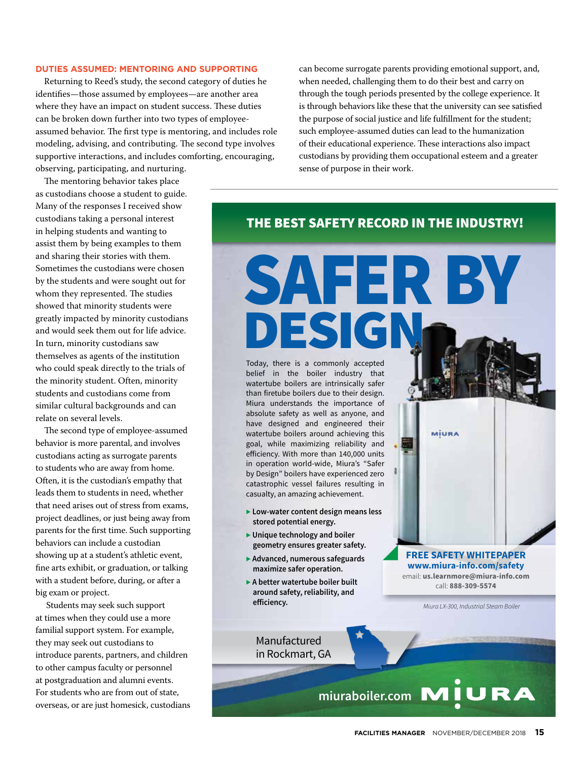## DUTIES ASSUMED: MENTORING AND SUPPORTING

Returning to Reed's study, the second category of duties he identifies—those assumed by employees—are another area where they have an impact on student success. These duties can be broken down further into two types of employee-assumed behavior. The first type is mentoring, and includes role modeling, advising, and contributing. The second type involves supportive interactions, and includes comforting, encouraging, observing, participating, and nurturing.

The mentoring behavior takes place as custodians choose a student to guide. Many of the responses I received show custodians taking a personal interest in helping students and wanting to assist them by being examples to them and sharing their stories with them. Sometimes the custodians were chosen by the students and were sought out for whom they represented. The studies showed that minority students were greatly impacted by minority custodians and would seek them out for life advice. In turn, minority custodians saw themselves as agents of the institution who could speak directly to the trials of the minority student. Often, minority students and custodians come from similar cultural backgrounds and can relate on several levels.

The second type of employee-assumed behavior is more parental, and involves custodians acting as surrogate parents to students who are away from home. Often, it is the custodian's empathy that leads them to students in need, whether that need arises out of stress from exams, project deadlines, or just being away from parents for the first time. Such supporting behaviors can include a custodian showing up at a student's athletic event, fine arts exhibit, or graduation, or talking with a student before, during, or after a big exam or project.

Students may seek such support at times when they could use a more familiar support system. For example, they may seek out custodians to introduce parents, partners, and children to other campus faculty or personnel at postgraduation and alumni events. For students who are from out of state, overseas, or are just homesick, custodians can become surrogate parents providing emotional support, and, when needed, challenging them to do their best and carry on through the tough periods presented by the college experience. It is through behaviors like these that the university can see satisfied the purpose of social justice and life fulfillment for the student; such employee-assumed duties can lead to the humanization of their educational experience. These interactions also impact custodians by providing them occupational esteem and a greater sense of purpose in their work.

---

**THE BEST SAFETY RECORD IN THE INDUSTRY!**

# SAFER BY DESIGN

Today, there is a commonly accepted belief in the boiler industry that watertube boilers are intrinsically safer than firetube boilers due to their design. Miura understands the importance of absolute safety as well as anyone, and have designed and engineered their watertube boilers around achieving this goal, while maximizing reliability and efficiency. With more than 140,000 units in operation world-wide, Miura's "Safer by Design" boilers have experienced zero catastrophic vessel failures resulting in casualty, an amazing achievement.

- **Low-water content design means less stored potential energy.**
- **Unique technology and boiler geometry ensures greater safety.**
- **Advanced, numerous safeguards maximize safer operation.**
- **A better watertube boiler built around safety, reliability, and efficiency.**

**FREE SAFETY WHITEPAPER**
**www.miura-info.com/safety**
email: **us.learnmore@miura-info.com**
call: **888-309-5574**

*Miura LX-300, Industrial Steam Boiler*

Manufactured in Rockmart, GA

miuraboiler.com MIURA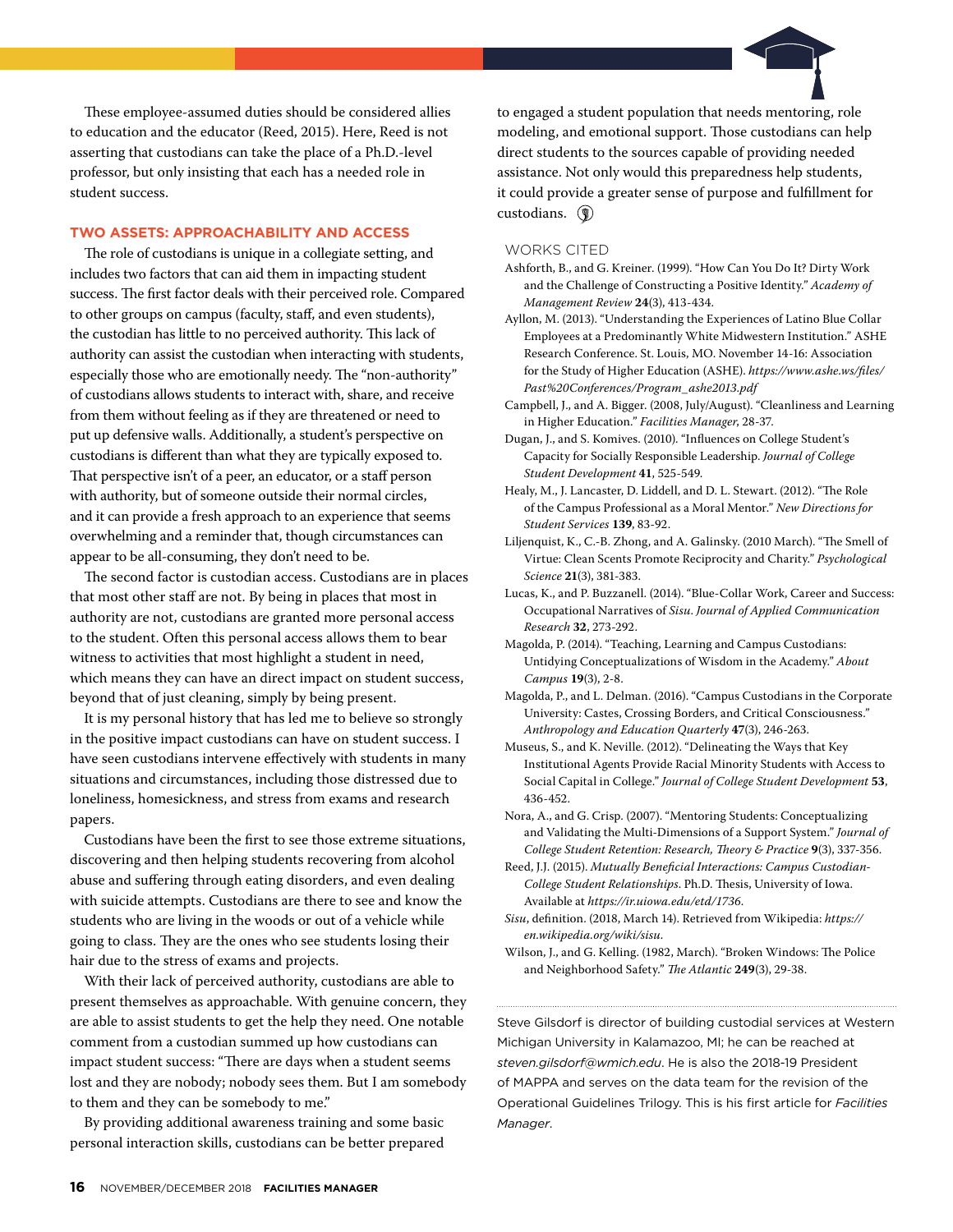These employee-assumed duties should be considered allies to education and the educator (Reed, 2015). Here, Reed is not asserting that custodians can take the place of a Ph.D.-level professor, but only insisting that each has a needed role in student success.

## TWO ASSETS: APPROACHABILITY AND ACCESS

The role of custodians is unique in a collegiate setting, and includes two factors that can aid them in impacting student success. The first factor deals with their perceived role. Compared to other groups on campus (faculty, staff, and even students), the custodian has little to no perceived authority. This lack of authority can assist the custodian when interacting with students, especially those who are emotionally needy. The "non-authority" of custodians allows students to interact with, share, and receive from them without feeling as if they are threatened or need to put up defensive walls. Additionally, a student's perspective on custodians is different than what they are typically exposed to. That perspective isn't of a peer, an educator, or a staff person with authority, but of someone outside their normal circles, and it can provide a fresh approach to an experience that seems overwhelming and a reminder that, though circumstances can appear to be all-consuming, they don't need to be.

The second factor is custodian access. Custodians are in places that most other staff are not. By being in places that most in authority are not, custodians are granted more personal access to the student. Often this personal access allows them to bear witness to activities that most highlight a student in need, which means they can have an direct impact on student success, beyond that of just cleaning, simply by being present.

It is my personal history that has led me to believe so strongly in the positive impact custodians can have on student success. I have seen custodians intervene effectively with students in many situations and circumstances, including those distressed due to loneliness, homesickness, and stress from exams and research papers.

Custodians have been the first to see those extreme situations, discovering and then helping students recovering from alcohol abuse and suffering through eating disorders, and even dealing with suicide attempts. Custodians are there to see and know the students who are living in the woods or out of a vehicle while going to class. They are the ones who see students losing their hair due to the stress of exams and projects.

With their lack of perceived authority, custodians are able to present themselves as approachable. With genuine concern, they are able to assist students to get the help they need. One notable comment from a custodian summed up how custodians can impact student success: "There are days when a student seems lost and they are nobody; nobody sees them. But I am somebody to them and they can be somebody to me."

By providing additional awareness training and some basic personal interaction skills, custodians can be better prepared to engaged a student population that needs mentoring, role modeling, and emotional support. Those custodians can help direct students to the sources capable of providing needed assistance. Not only would this preparedness help students, it could provide a greater sense of purpose and fulfillment for custodians.

## WORKS CITED

Ashforth, B., and G. Kreiner. (1999). "How Can You Do It? Dirty Work and the Challenge of Constructing a Positive Identity." *Academy of Management Review* **24**(3), 413-434.

Ayllon, M. (2013). "Understanding the Experiences of Latino Blue Collar Employees at a Predominantly White Midwestern Institution." ASHE Research Conference. St. Louis, MO. November 14-16: Association for the Study of Higher Education (ASHE). *https://www.ashe.ws/files/Past%20Conferences/Program_ashe2013.pdf*

Campbell, J., and A. Bigger. (2008, July/August). "Cleanliness and Learning in Higher Education." *Facilities Manager*, 28-37.

Dugan, J., and S. Komives. (2010). "Influences on College Student's Capacity for Socially Responsible Leadership. *Journal of College Student Development* **41**, 525-549.

Healy, M., J. Lancaster, D. Liddell, and D. L. Stewart. (2012). "The Role of the Campus Professional as a Moral Mentor." *New Directions for Student Services* **139**, 83-92.

Liljenquist, K., C.-B. Zhong, and A. Galinsky. (2010 March). "The Smell of Virtue: Clean Scents Promote Reciprocity and Charity." *Psychological Science* **21**(3), 381-383.

Lucas, K., and P. Buzzanell. (2014). "Blue-Collar Work, Career and Success: Occupational Narratives of *Sisu*. *Journal of Applied Communication Research* **32**, 273-292.

Magolda, P. (2014). "Teaching, Learning and Campus Custodians: Untidying Conceptualizations of Wisdom in the Academy." *About Campus* **19**(3), 2-8.

Magolda, P., and L. Delman. (2016). "Campus Custodians in the Corporate University: Castes, Crossing Borders, and Critical Consciousness." *Anthropology and Education Quarterly* **47**(3), 246-263.

Museus, S., and K. Neville. (2012). "Delineating the Ways that Key Institutional Agents Provide Racial Minority Students with Access to Social Capital in College." *Journal of College Student Development* **53**, 436-452.

Nora, A., and G. Crisp. (2007). "Mentoring Students: Conceptualizing and Validating the Multi-Dimensions of a Support System." *Journal of College Student Retention: Research, Theory & Practice* **9**(3), 337-356.

Reed, J.J. (2015). *Mutually Beneficial Interactions: Campus Custodian-College Student Relationships*. Ph.D. Thesis, University of Iowa. Available at *https://ir.uiowa.edu/etd/1736*.

*Sisu*, definition. (2018, March 14). Retrieved from Wikipedia: *https://en.wikipedia.org/wiki/sisu*.

Wilson, J., and G. Kelling. (1982, March). "Broken Windows: The Police and Neighborhood Safety." *The Atlantic* **249**(3), 29-38.

---

Steve Gilsdorf is director of building custodial services at Western Michigan University in Kalamazoo, MI; he can be reached at *steven.gilsdorf@wmich.edu*. He is also the 2018-19 President of MAPPA and serves on the data team for the revision of the Operational Guidelines Trilogy. This is his first article for *Facilities Manager*.